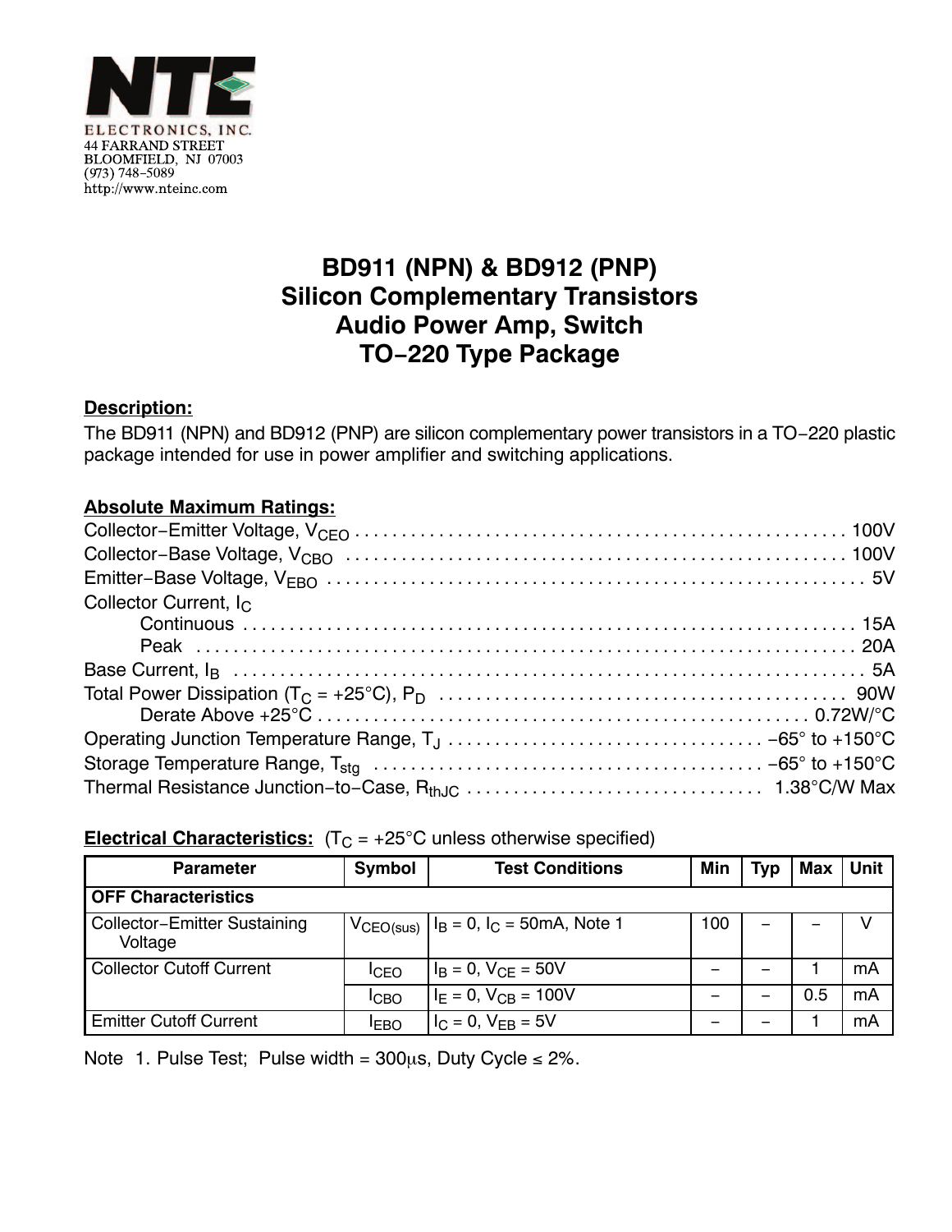NTE ELECTRONICS, INC.
44 FARRAND STREET
BLOOMFIELD, NJ 07003
(973) 748−5089
http://www.nteinc.com

# BD911 (NPN) & BD912 (PNP)
# Silicon Complementary Transistors
# Audio Power Amp, Switch
# TO−220 Type Package

**Description:**

The BD911 (NPN) and BD912 (PNP) are silicon complementary power transistors in a TO−220 plastic package intended for use in power amplifier and switching applications.

**Absolute Maximum Ratings:**

Collector−Emitter Voltage, $V_{CEO}$ . . . . . . . . . . 100V

Collector−Base Voltage, $V_{CBO}$ . . . . . . . . . . 100V

Emitter−Base Voltage, $V_{EBO}$ . . . . . . . . . . 5V

Collector Current, $I_C$

  Continuous . . . . . . . . . . 15A

  Peak . . . . . . . . . . 20A

Base Current, $I_B$ . . . . . . . . . . 5A

Total Power Dissipation ($T_C$ = +25°C), $P_D$ . . . . . . . . . . 90W

  Derate Above +25°C . . . . . . . . . . 0.72W/°C

Operating Junction Temperature Range, $T_J$ . . . . . . . . . . −65° to +150°C

Storage Temperature Range, $T_{stg}$ . . . . . . . . . . −65° to +150°C

Thermal Resistance Junction−to−Case, $R_{thJC}$ . . . . . . . . . . 1.38°C/W Max

**Electrical Characteristics:** ($T_C$ = +25°C unless otherwise specified)

| Parameter | Symbol | Test Conditions | Min | Typ | Max | Unit |
|---|---|---|---|---|---|---|
| **OFF Characteristics** | | | | | | |
| Collector−Emitter Sustaining Voltage | $V_{CEO(sus)}$ | $I_B$ = 0, $I_C$ = 50mA, Note 1 | 100 | – | – | V |
| Collector Cutoff Current | $I_{CEO}$ | $I_B$ = 0, $V_{CE}$ = 50V | – | – | 1 | mA |
| | $I_{CBO}$ | $I_E$ = 0, $V_{CB}$ = 100V | – | – | 0.5 | mA |
| Emitter Cutoff Current | $I_{EBO}$ | $I_C$ = 0, $V_{EB}$ = 5V | – | – | 1 | mA |

Note 1. Pulse Test; Pulse width = 300μs, Duty Cycle ≤ 2%.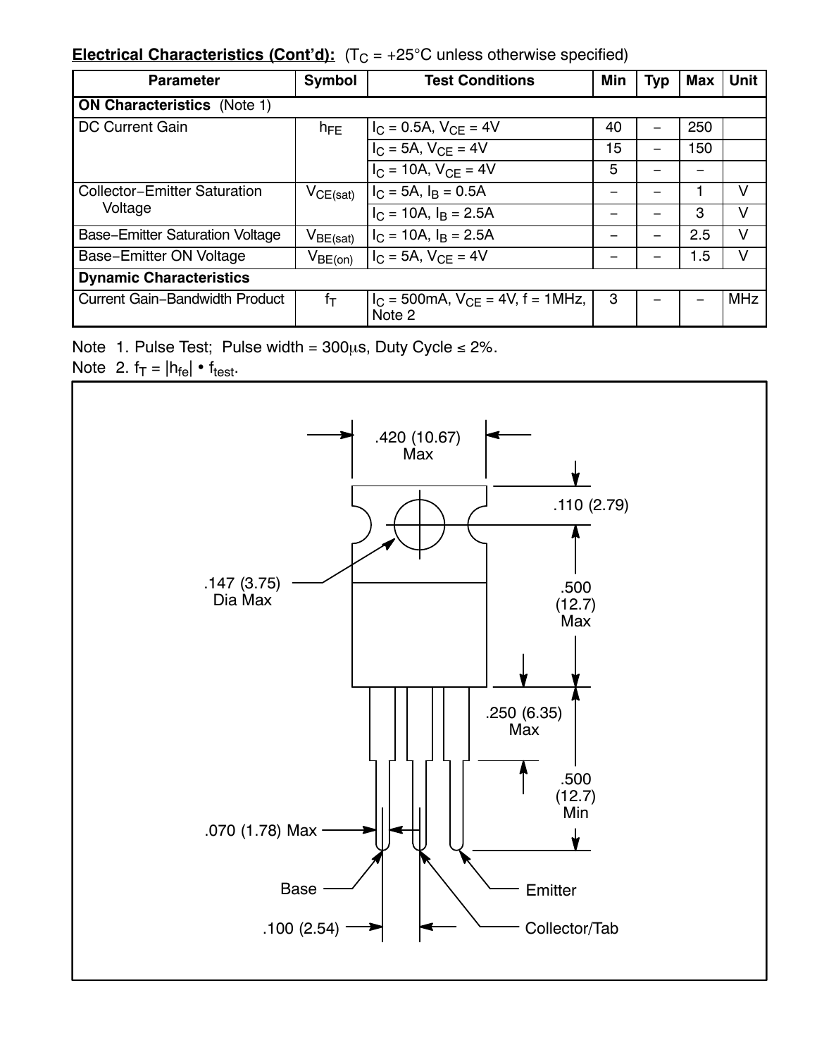**Electrical Characteristics (Cont'd):** ($T_C$ = +25°C unless otherwise specified)

| Parameter | Symbol | Test Conditions | Min | Typ | Max | Unit |
|---|---|---|---|---|---|---|
| **ON Characteristics** (Note 1) | | | | | | |
| DC Current Gain | $h_{FE}$ | $I_C$ = 0.5A, $V_{CE}$ = 4V | 40 | – | 250 | |
| | | $I_C$ = 5A, $V_{CE}$ = 4V | 15 | – | 150 | |
| | | $I_C$ = 10A, $V_{CE}$ = 4V | 5 | – | – | |
| Collector–Emitter Saturation Voltage | $V_{CE(sat)}$ | $I_C$ = 5A, $I_B$ = 0.5A | – | – | 1 | V |
| | | $I_C$ = 10A, $I_B$ = 2.5A | – | – | 3 | V |
| Base–Emitter Saturation Voltage | $V_{BE(sat)}$ | $I_C$ = 10A, $I_B$ = 2.5A | – | – | 2.5 | V |
| Base–Emitter ON Voltage | $V_{BE(on)}$ | $I_C$ = 5A, $V_{CE}$ = 4V | – | – | 1.5 | V |
| **Dynamic Characteristics** | | | | | | |
| Current Gain–Bandwidth Product | $f_T$ | $I_C$ = 500mA, $V_{CE}$ = 4V, f = 1MHz, Note 2 | 3 | – | – | MHz |

Note 1. Pulse Test; Pulse width = 300μs, Duty Cycle ≤ 2%.

Note 2. $f_T = |h_{fe}| \cdot f_{test}$.

.420 (10.67) Max

.110 (2.79)

.147 (3.75) Dia Max

.500 (12.7) Max

.250 (6.35) Max

.500 (12.7) Min

.070 (1.78) Max

Base

Emitter

.100 (2.54)

Collector/Tab